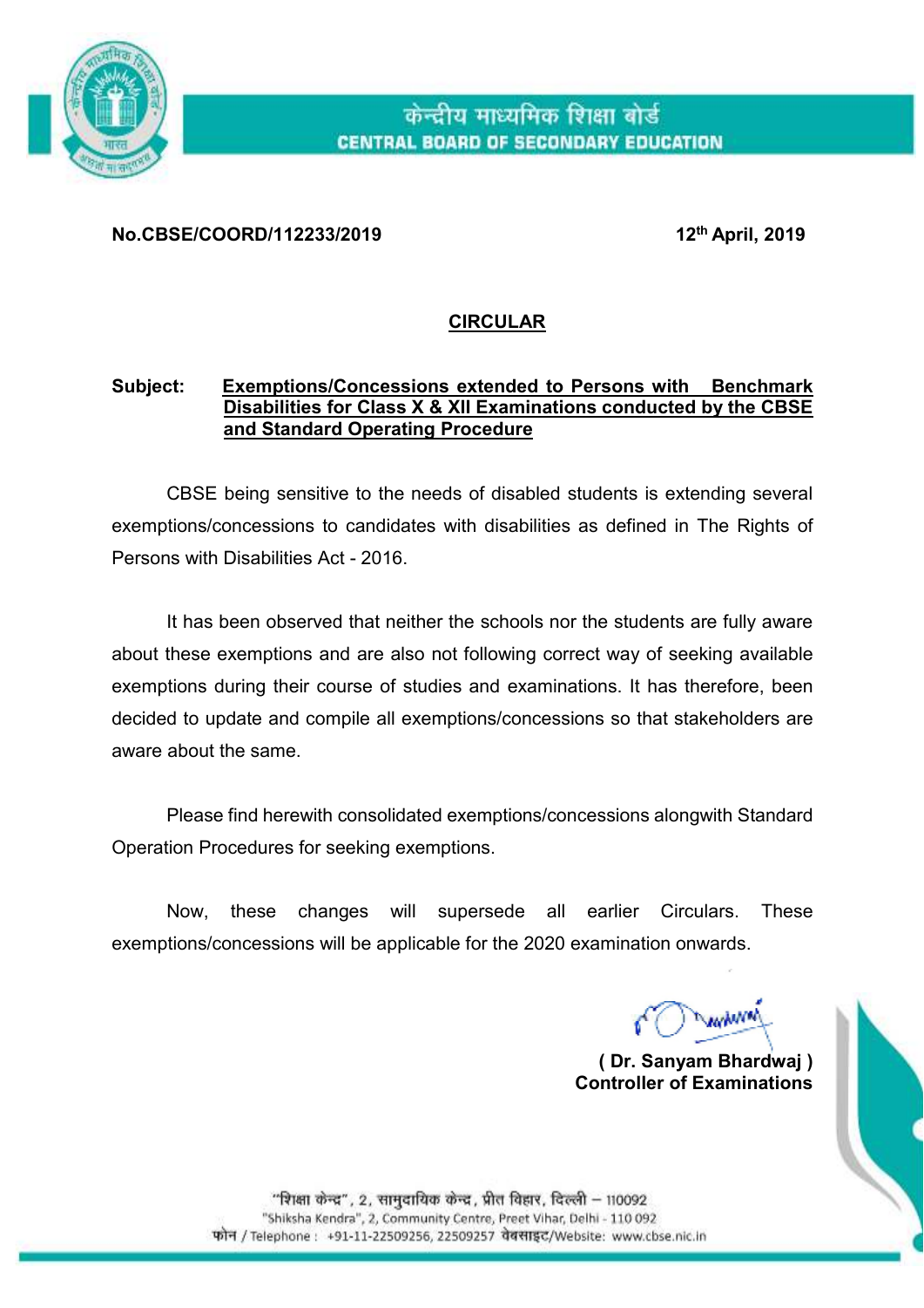केन्द्रीय माध्यमिक शिक्षा बोर्ड
**CENTRAL BOARD OF SECONDARY EDUCATION**

**No.CBSE/COORD/112233/2019** **12th April, 2019**

## CIRCULAR

**Subject: Exemptions/Concessions extended to Persons with Benchmark Disabilities for Class X & XII Examinations conducted by the CBSE and Standard Operating Procedure**

CBSE being sensitive to the needs of disabled students is extending several exemptions/concessions to candidates with disabilities as defined in The Rights of Persons with Disabilities Act - 2016.

It has been observed that neither the schools nor the students are fully aware about these exemptions and are also not following correct way of seeking available exemptions during their course of studies and examinations. It has therefore, been decided to update and compile all exemptions/concessions so that stakeholders are aware about the same.

Please find herewith consolidated exemptions/concessions alongwith Standard Operation Procedures for seeking exemptions.

Now, these changes will supersede all earlier Circulars. These exemptions/concessions will be applicable for the 2020 examination onwards.

**( Dr. Sanyam Bhardwaj )**
**Controller of Examinations**

"शिक्षा केन्द्र", 2, सामुदायिक केन्द्र, प्रीत विहार, दिल्ली – 110092
"Shiksha Kendra", 2, Community Centre, Preet Vihar, Delhi - 110 092
फोन / Telephone : +91-11-22509256, 22509257 वेबसाइट/Website: www.cbse.nic.in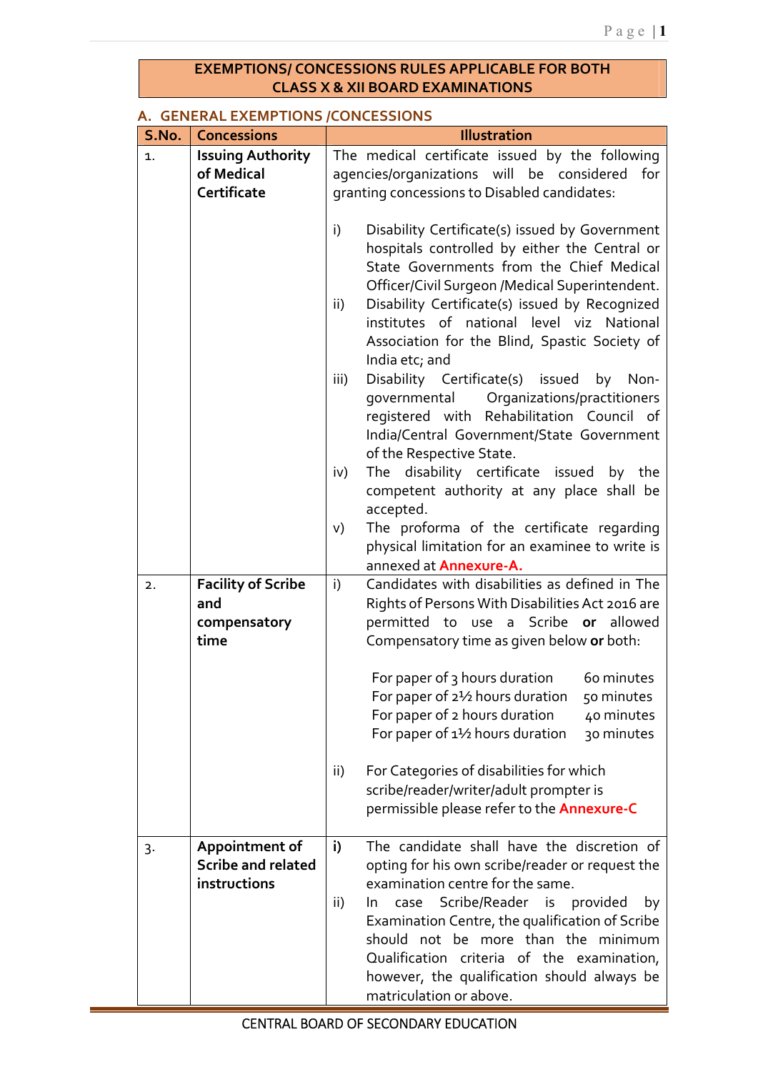# EXEMPTIONS/ CONCESSIONS RULES APPLICABLE FOR BOTH CLASS X & XII BOARD EXAMINATIONS

## A. GENERAL EXEMPTIONS /CONCESSIONS

| S.No. | Concessions | Illustration |
|---|---|---|
| 1. | **Issuing Authority of Medical Certificate** | The medical certificate issued by the following agencies/organizations will be considered for granting concessions to Disabled candidates:<br><br>i) Disability Certificate(s) issued by Government hospitals controlled by either the Central or State Governments from the Chief Medical Officer/Civil Surgeon /Medical Superintendent.<br>ii) Disability Certificate(s) issued by Recognized institutes of national level viz National Association for the Blind, Spastic Society of India etc; and<br>iii) Disability Certificate(s) issued by Non-governmental Organizations/practitioners registered with Rehabilitation Council of India/Central Government/State Government of the Respective State.<br>iv) The disability certificate issued by the competent authority at any place shall be accepted.<br>v) The proforma of the certificate regarding physical limitation for an examinee to write is annexed at **Annexure-A.** |
| 2. | **Facility of Scribe and compensatory time** | i) Candidates with disabilities as defined in The Rights of Persons With Disabilities Act 2016 are permitted to use a Scribe **or** allowed Compensatory time as given below **or** both:<br><br>For paper of 3 hours duration — 60 minutes<br>For paper of 2½ hours duration — 50 minutes<br>For paper of 2 hours duration — 40 minutes<br>For paper of 1½ hours duration — 30 minutes<br><br>ii) For Categories of disabilities for which scribe/reader/writer/adult prompter is permissible please refer to the **Annexure-C** |
| 3. | **Appointment of Scribe and related instructions** | **i)** The candidate shall have the discretion of opting for his own scribe/reader or request the examination centre for the same.<br>ii) In case Scribe/Reader is provided by Examination Centre, the qualification of Scribe should not be more than the minimum Qualification criteria of the examination, however, the qualification should always be matriculation or above. |

CENTRAL BOARD OF SECONDARY EDUCATION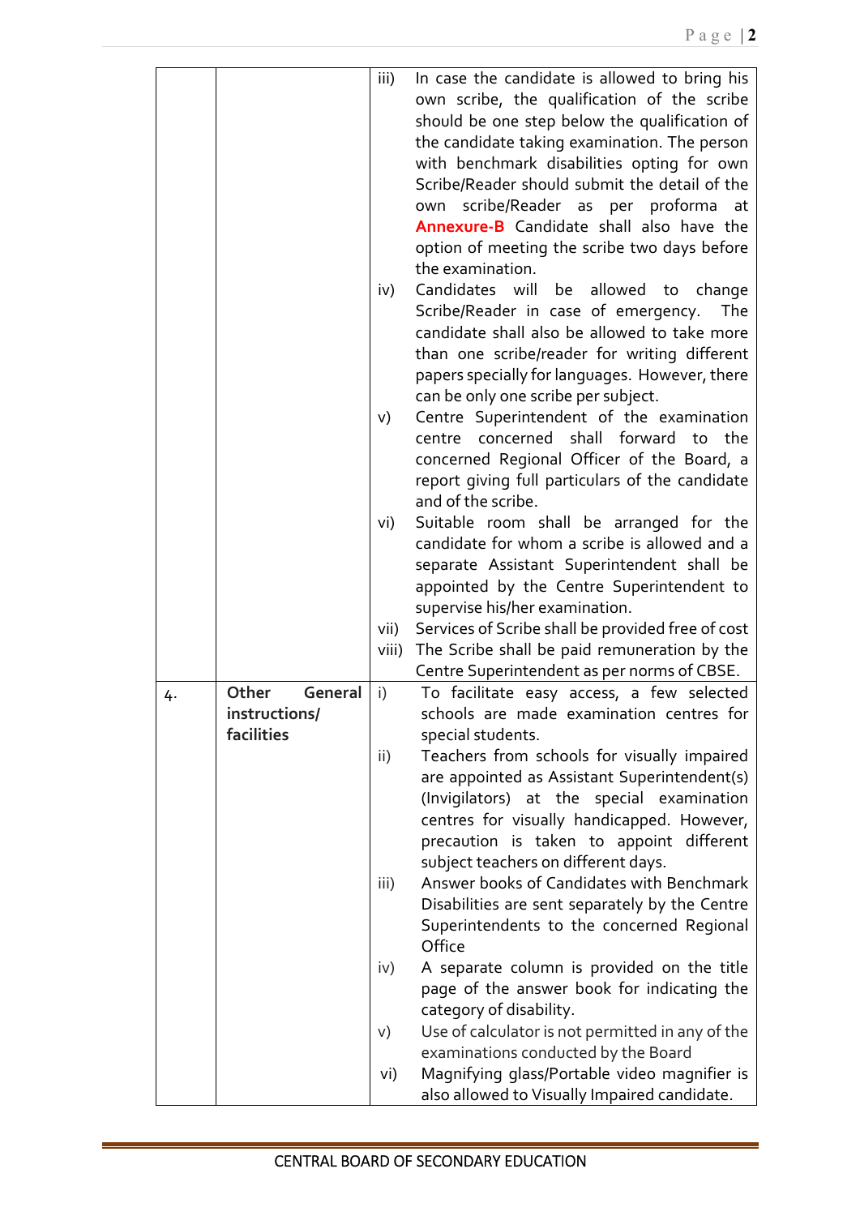|  |  |  |  |
|---|---|---|---|
|  |  | iii) | In case the candidate is allowed to bring his own scribe, the qualification of the scribe should be one step below the qualification of the candidate taking examination. The person with benchmark disabilities opting for own Scribe/Reader should submit the detail of the own scribe/Reader as per proforma at **Annexure-B** Candidate shall also have the option of meeting the scribe two days before the examination. |
|  |  | iv) | Candidates will be allowed to change Scribe/Reader in case of emergency. The candidate shall also be allowed to take more than one scribe/reader for writing different papers specially for languages. However, there can be only one scribe per subject. |
|  |  | v) | Centre Superintendent of the examination centre concerned shall forward to the concerned Regional Officer of the Board, a report giving full particulars of the candidate and of the scribe. |
|  |  | vi) | Suitable room shall be arranged for the candidate for whom a scribe is allowed and a separate Assistant Superintendent shall be appointed by the Centre Superintendent to supervise his/her examination. |
|  |  | vii) | Services of Scribe shall be provided free of cost |
|  |  | viii) | The Scribe shall be paid remuneration by the Centre Superintendent as per norms of CBSE. |
| 4. | **Other General instructions/ facilities** | i) | To facilitate easy access, a few selected schools are made examination centres for special students. |
|  |  | ii) | Teachers from schools for visually impaired are appointed as Assistant Superintendent(s) (Invigilators) at the special examination centres for visually handicapped. However, precaution is taken to appoint different subject teachers on different days. |
|  |  | iii) | Answer books of Candidates with Benchmark Disabilities are sent separately by the Centre Superintendents to the concerned Regional Office |
|  |  | iv) | A separate column is provided on the title page of the answer book for indicating the category of disability. |
|  |  | v) | Use of calculator is not permitted in any of the examinations conducted by the Board |
|  |  | vi) | Magnifying glass/Portable video magnifier is also allowed to Visually Impaired candidate. |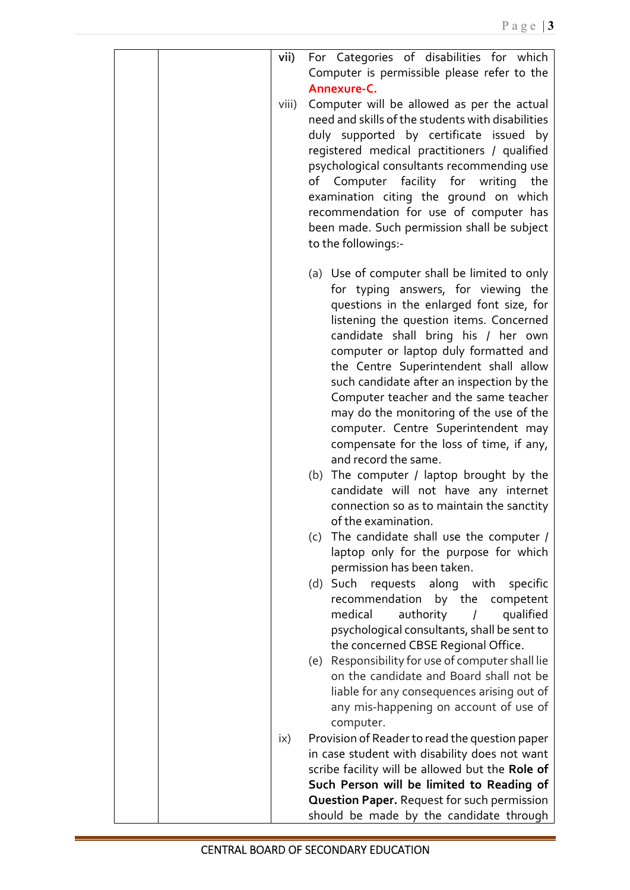| | | | |
|---|---|---|---|
| | | **vii)** | For Categories of disabilities for which Computer is permissible please refer to the **Annexure-C.** |
| | | viii) | Computer will be allowed as per the actual need and skills of the students with disabilities duly supported by certificate issued by registered medical practitioners / qualified psychological consultants recommending use of Computer facility for writing the examination citing the ground on which recommendation for use of computer has been made. Such permission shall be subject to the followings:-<br><br>(a) Use of computer shall be limited to only for typing answers, for viewing the questions in the enlarged font size, for listening the question items. Concerned candidate shall bring his / her own computer or laptop duly formatted and the Centre Superintendent shall allow such candidate after an inspection by the Computer teacher and the same teacher may do the monitoring of the use of the computer. Centre Superintendent may compensate for the loss of time, if any, and record the same.<br>(b) The computer / laptop brought by the candidate will not have any internet connection so as to maintain the sanctity of the examination.<br>(c) The candidate shall use the computer / laptop only for the purpose for which permission has been taken.<br>(d) Such requests along with specific recommendation by the competent medical authority / qualified psychological consultants, shall be sent to the concerned CBSE Regional Office.<br>(e) Responsibility for use of computer shall lie on the candidate and Board shall not be liable for any consequences arising out of any mis-happening on account of use of computer. |
| | | ix) | Provision of Reader to read the question paper in case student with disability does not want scribe facility will be allowed but the **Role of Such Person will be limited to Reading of Question Paper.** Request for such permission should be made by the candidate through |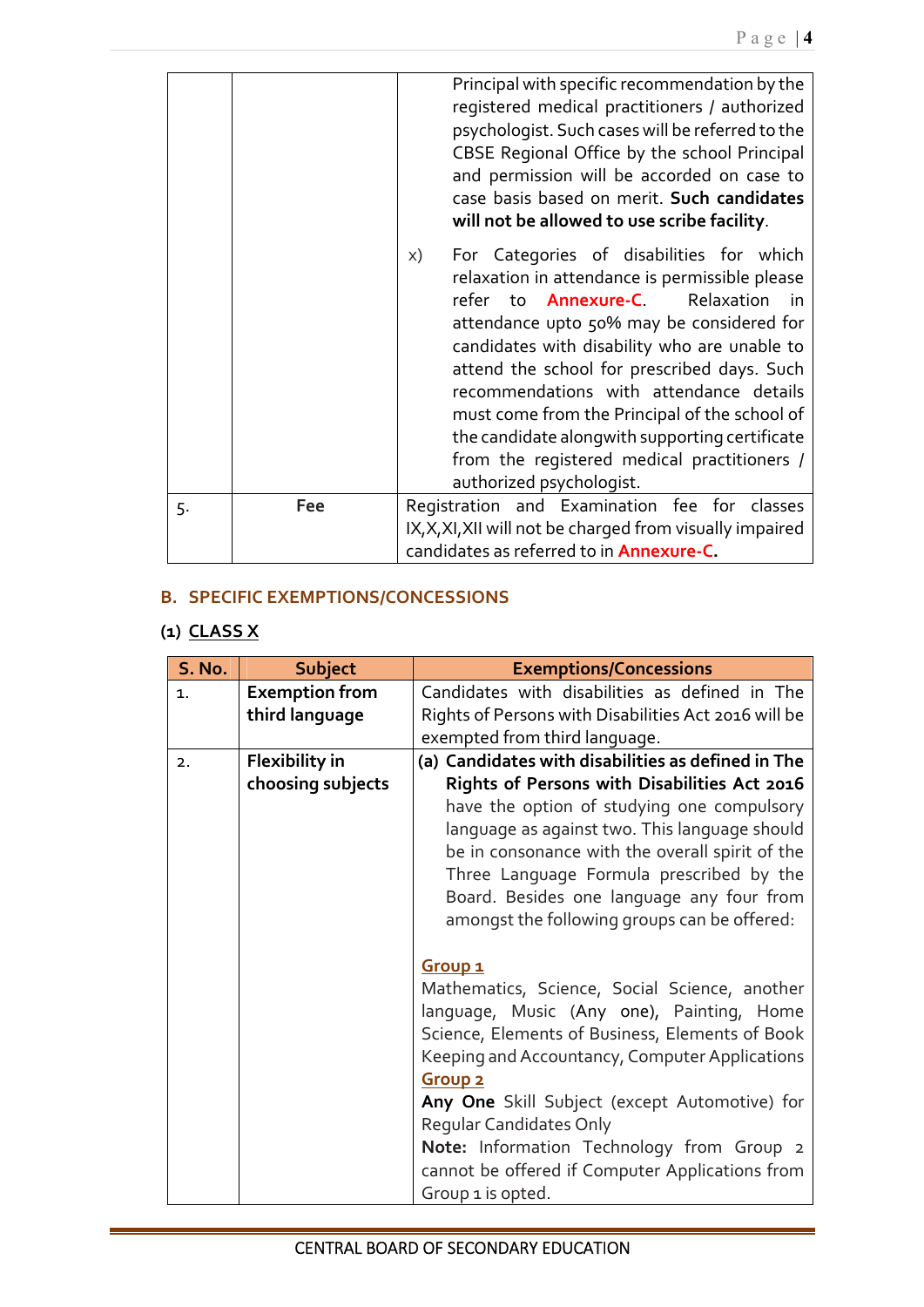| | | |
|---|---|---|
| | | Principal with specific recommendation by the registered medical practitioners / authorized psychologist. Such cases will be referred to the CBSE Regional Office by the school Principal and permission will be accorded on case to case basis based on merit. **Such candidates will not be allowed to use scribe facility**. <br><br> x) For Categories of disabilities for which relaxation in attendance is permissible please refer to **Annexure-C**. Relaxation in attendance upto 50% may be considered for candidates with disability who are unable to attend the school for prescribed days. Such recommendations with attendance details must come from the Principal of the school of the candidate alongwith supporting certificate from the registered medical practitioners / authorized psychologist. |
| 5. | **Fee** | Registration and Examination fee for classes IX,X,XI,XII will not be charged from visually impaired candidates as referred to in **Annexure-C**. |

## B. SPECIFIC EXEMPTIONS/CONCESSIONS

### (1) CLASS X

| S. No. | Subject | Exemptions/Concessions |
|---|---|---|
| 1. | **Exemption from third language** | Candidates with disabilities as defined in The Rights of Persons with Disabilities Act 2016 will be exempted from third language. |
| 2. | **Flexibility in choosing subjects** | **(a) Candidates with disabilities as defined in The Rights of Persons with Disabilities Act 2016** have the option of studying one compulsory language as against two. This language should be in consonance with the overall spirit of the Three Language Formula prescribed by the Board. Besides one language any four from amongst the following groups can be offered: <br><br> **Group 1** <br> Mathematics, Science, Social Science, another language, Music (Any one), Painting, Home Science, Elements of Business, Elements of Book Keeping and Accountancy, Computer Applications <br> **Group 2** <br> **Any One** Skill Subject (except Automotive) for Regular Candidates Only <br> **Note:** Information Technology from Group 2 cannot be offered if Computer Applications from Group 1 is opted. |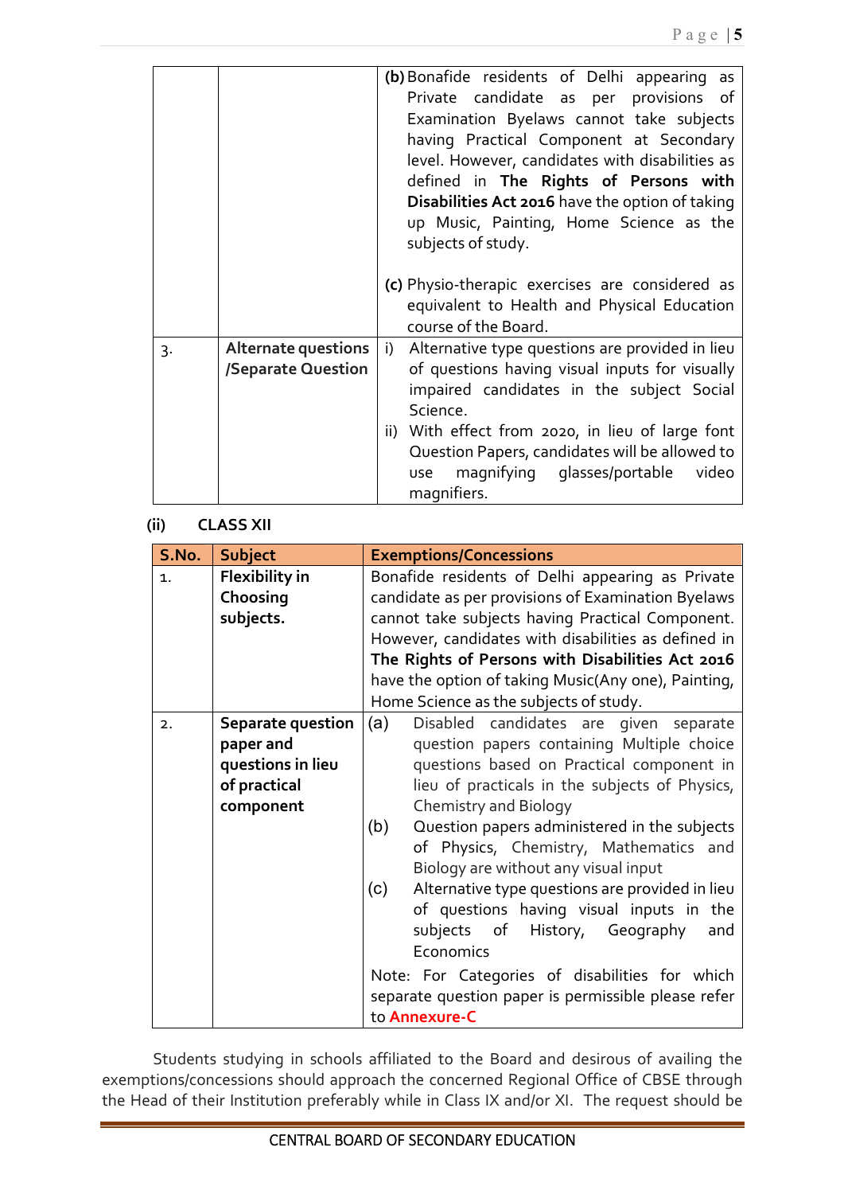| | | Exemptions/Concessions |
|---|---|---|
| | | **(b)** Bonafide residents of Delhi appearing as Private candidate as per provisions of Examination Byelaws cannot take subjects having Practical Component at Secondary level. However, candidates with disabilities as defined in **The Rights of Persons with Disabilities Act 2016** have the option of taking up Music, Painting, Home Science as the subjects of study.<br><br>**(c)** Physio-therapic exercises are considered as equivalent to Health and Physical Education course of the Board. |
| 3. | **Alternate questions /Separate Question** | i) Alternative type questions are provided in lieu of questions having visual inputs for visually impaired candidates in the subject Social Science.<br>ii) With effect from 2020, in lieu of large font Question Papers, candidates will be allowed to use magnifying glasses/portable video magnifiers. |

**(ii) CLASS XII**

| S.No. | Subject | Exemptions/Concessions |
|---|---|---|
| 1. | **Flexibility in Choosing subjects.** | Bonafide residents of Delhi appearing as Private candidate as per provisions of Examination Byelaws cannot take subjects having Practical Component. However, candidates with disabilities as defined in **The Rights of Persons with Disabilities Act 2016** have the option of taking Music(Any one), Painting, Home Science as the subjects of study. |
| 2. | **Separate question paper and questions in lieu of practical component** | (a) Disabled candidates are given separate question papers containing Multiple choice questions based on Practical component in lieu of practicals in the subjects of Physics, Chemistry and Biology<br>(b) Question papers administered in the subjects of Physics, Chemistry, Mathematics and Biology are without any visual input<br>(c) Alternative type questions are provided in lieu of questions having visual inputs in the subjects of History, Geography and Economics<br><br>Note: For Categories of disabilities for which separate question paper is permissible please refer to **Annexure-C** |

Students studying in schools affiliated to the Board and desirous of availing the exemptions/concessions should approach the concerned Regional Office of CBSE through the Head of their Institution preferably while in Class IX and/or XI. The request should be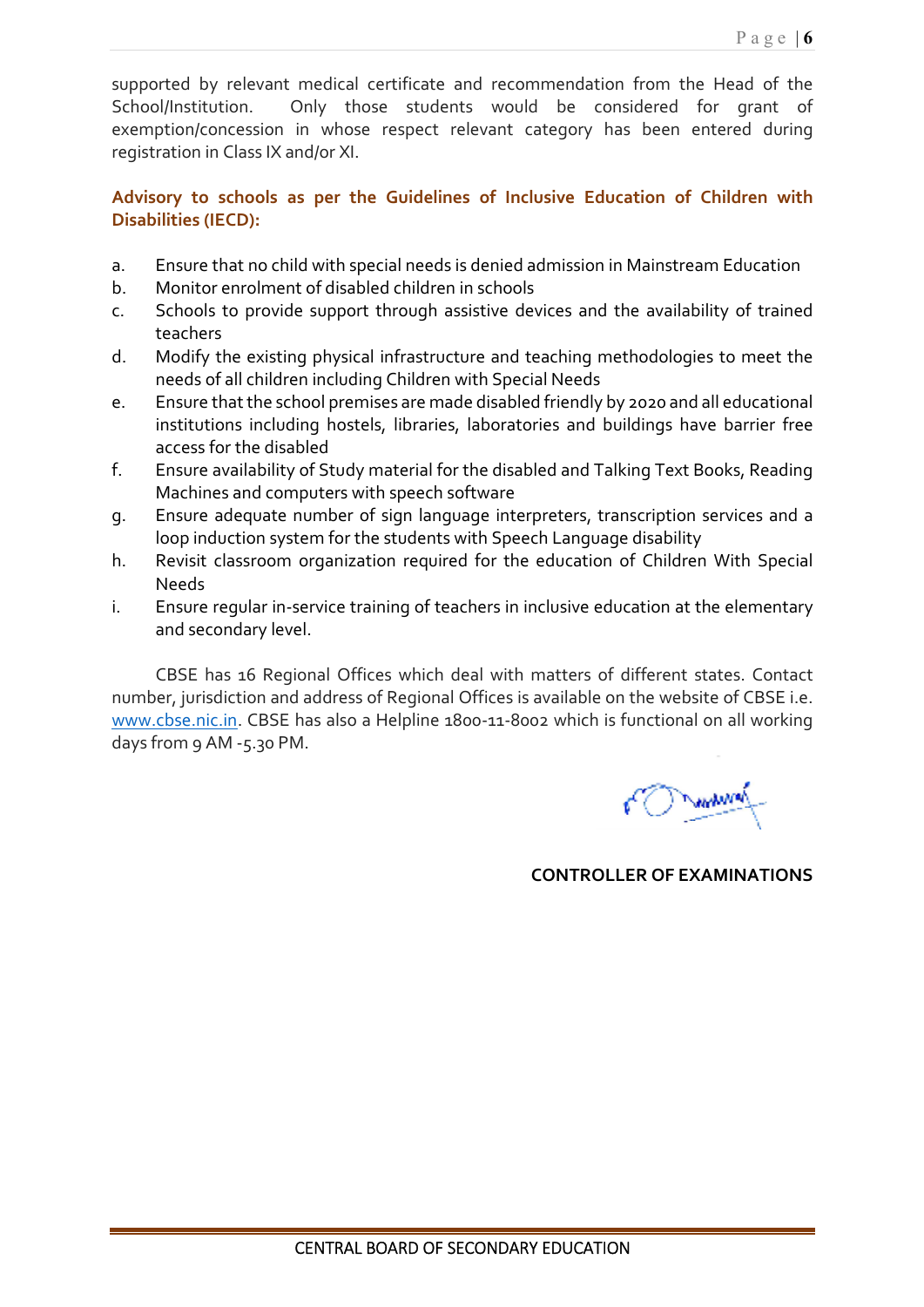supported by relevant medical certificate and recommendation from the Head of the School/Institution. Only those students would be considered for grant of exemption/concession in whose respect relevant category has been entered during registration in Class IX and/or XI.

**Advisory to schools as per the Guidelines of Inclusive Education of Children with Disabilities (IECD):**

a. Ensure that no child with special needs is denied admission in Mainstream Education
b. Monitor enrolment of disabled children in schools
c. Schools to provide support through assistive devices and the availability of trained teachers
d. Modify the existing physical infrastructure and teaching methodologies to meet the needs of all children including Children with Special Needs
e. Ensure that the school premises are made disabled friendly by 2020 and all educational institutions including hostels, libraries, laboratories and buildings have barrier free access for the disabled
f. Ensure availability of Study material for the disabled and Talking Text Books, Reading Machines and computers with speech software
g. Ensure adequate number of sign language interpreters, transcription services and a loop induction system for the students with Speech Language disability
h. Revisit classroom organization required for the education of Children With Special Needs
i. Ensure regular in-service training of teachers in inclusive education at the elementary and secondary level.

CBSE has 16 Regional Offices which deal with matters of different states. Contact number, jurisdiction and address of Regional Offices is available on the website of CBSE i.e. www.cbse.nic.in. CBSE has also a Helpline 1800-11-8002 which is functional on all working days from 9 AM -5.30 PM.

**CONTROLLER OF EXAMINATIONS**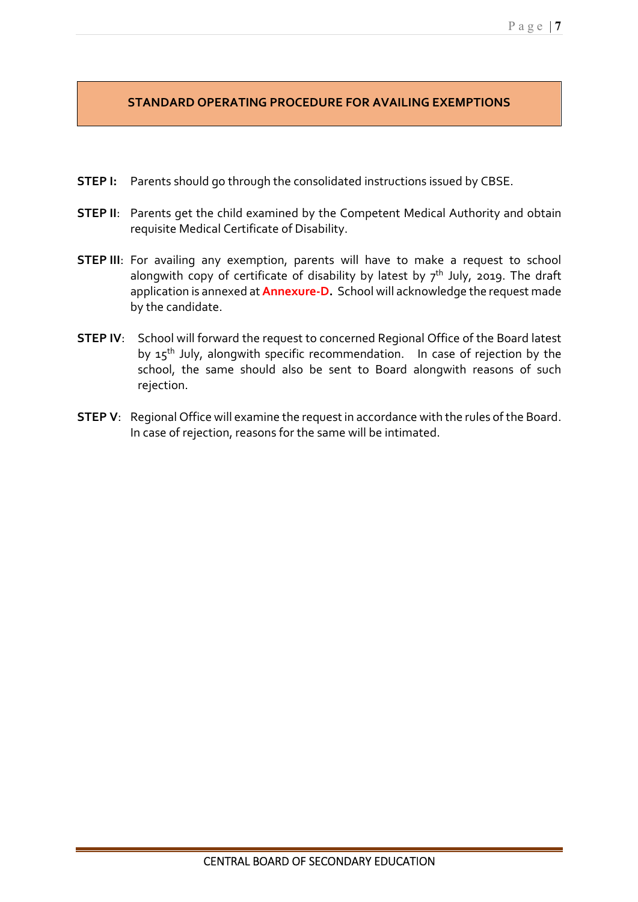## STANDARD OPERATING PROCEDURE FOR AVAILING EXEMPTIONS

**STEP I:** Parents should go through the consolidated instructions issued by CBSE.

**STEP II**: Parents get the child examined by the Competent Medical Authority and obtain requisite Medical Certificate of Disability.

**STEP III**: For availing any exemption, parents will have to make a request to school alongwith copy of certificate of disability by latest by 7th July, 2019. The draft application is annexed at **Annexure-D.** School will acknowledge the request made by the candidate.

**STEP IV**: School will forward the request to concerned Regional Office of the Board latest by 15th July, alongwith specific recommendation. In case of rejection by the school, the same should also be sent to Board alongwith reasons of such rejection.

**STEP V**: Regional Office will examine the request in accordance with the rules of the Board. In case of rejection, reasons for the same will be intimated.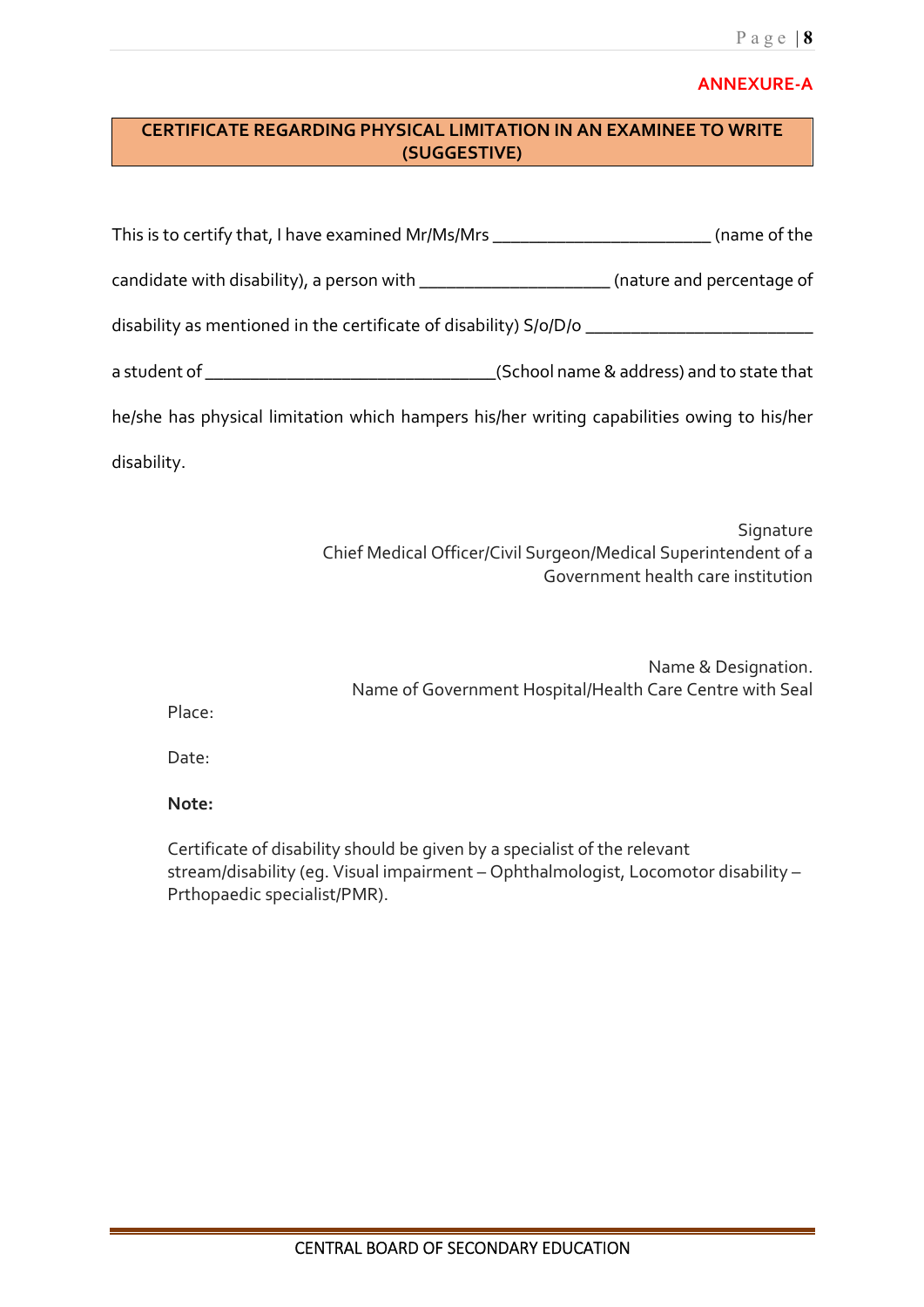**ANNEXURE-A**

## CERTIFICATE REGARDING PHYSICAL LIMITATION IN AN EXAMINEE TO WRITE (SUGGESTIVE)

This is to certify that, I have examined Mr/Ms/Mrs ________________________ (name of the candidate with disability), a person with ____________________ (nature and percentage of disability as mentioned in the certificate of disability) S/o/D/o ________________________ a student of ______________________________(School name & address) and to state that he/she has physical limitation which hampers his/her writing capabilities owing to his/her disability.

Signature
Chief Medical Officer/Civil Surgeon/Medical Superintendent of a Government health care institution

Name & Designation.
Name of Government Hospital/Health Care Centre with Seal

Place:

Date:

**Note:**

Certificate of disability should be given by a specialist of the relevant stream/disability (eg. Visual impairment – Ophthalmologist, Locomotor disability – Prthopaedic specialist/PMR).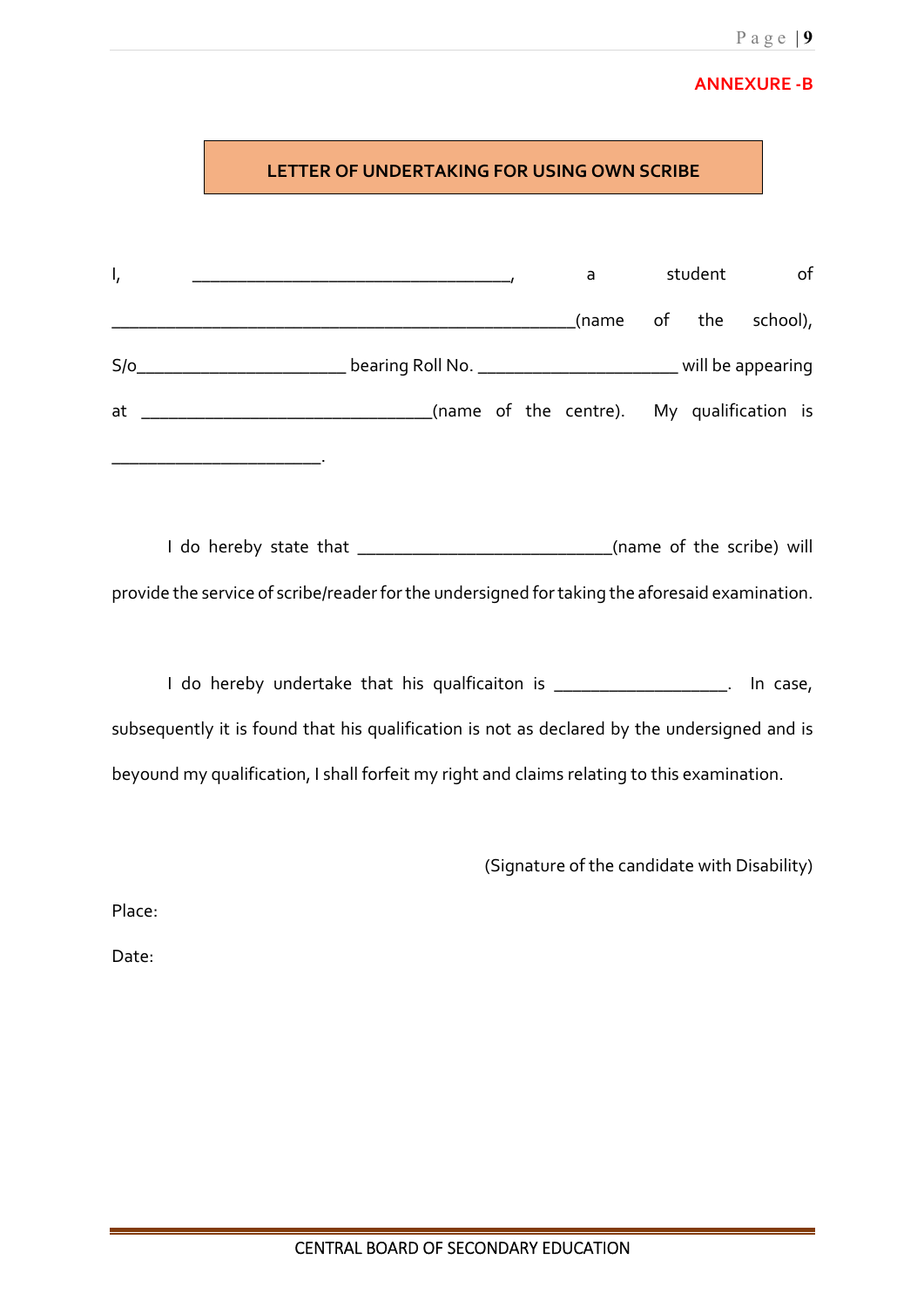**ANNEXURE -B**

## LETTER OF UNDERTAKING FOR USING OWN SCRIBE

I, ___________________________________, a student of __________________________________________________(name of the school), S/o______________________ bearing Roll No. _____________________ will be appearing at _______________________________(name of the centre). My qualification is ______________________.

I do hereby state that ___________________________(name of the scribe) will provide the service of scribe/reader for the undersigned for taking the aforesaid examination.

I do hereby undertake that his qualficaiton is __________________. In case, subsequently it is found that his qualification is not as declared by the undersigned and is beyound my qualification, I shall forfeit my right and claims relating to this examination.

(Signature of the candidate with Disability)

Place:

Date: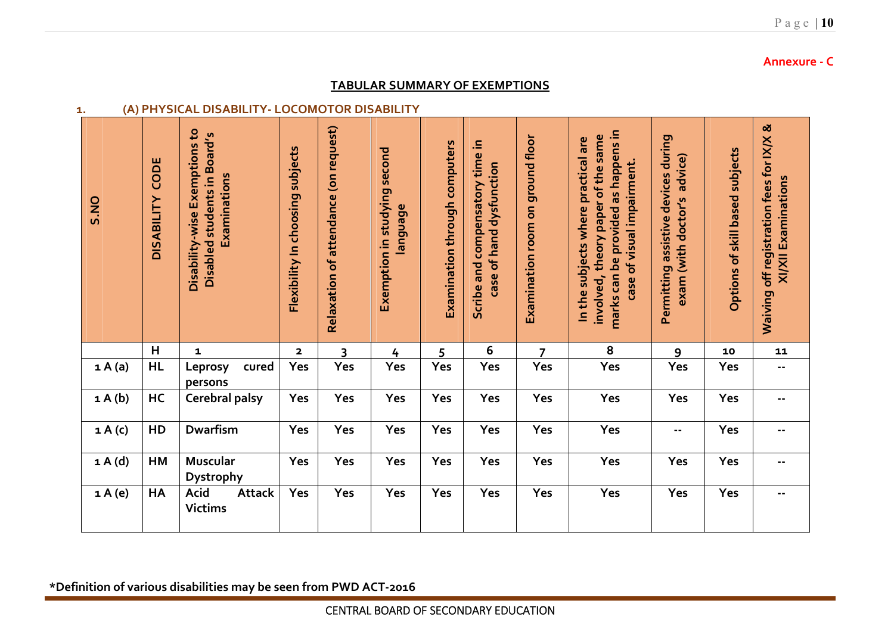Annexure - C

## TABULAR SUMMARY OF EXEMPTIONS

### 1. (A) PHYSICAL DISABILITY- LOCOMOTOR DISABILITY

| S.NO | DISABILITY CODE | Disability-wise Exemptions to Disabled students in Board's Examinations | Flexibility In choosing subjects | Relaxation of attendance (on request) | Exemption in studying second language | Examination through computers | Scribe and compensatory time in case of hand dysfunction | Examination room on ground floor | In the subjects where practical are involved, theory paper of the same marks can be provided as happens in case of visual impairment. | Permitting assistive devices during exam (with doctor's advice) | Options of skill based subjects | Waiving off registration fees for IX/X & XI/XII Examinations |
|---|---|---|---|---|---|---|---|---|---|---|---|---|
| | H | 1 | 2 | 3 | 4 | 5 | 6 | 7 | 8 | 9 | 10 | 11 |
| 1 A (a) | HL | Leprosy cured persons | Yes | Yes | Yes | Yes | Yes | Yes | Yes | Yes | Yes | -- |
| 1 A (b) | HC | Cerebral palsy | Yes | Yes | Yes | Yes | Yes | Yes | Yes | Yes | Yes | -- |
| 1 A (c) | HD | Dwarfism | Yes | Yes | Yes | Yes | Yes | Yes | Yes | -- | Yes | -- |
| 1 A (d) | HM | Muscular Dystrophy | Yes | Yes | Yes | Yes | Yes | Yes | Yes | Yes | Yes | -- |
| 1 A (e) | HA | Acid Attack Victims | Yes | Yes | Yes | Yes | Yes | Yes | Yes | Yes | Yes | -- |

**\*Definition of various disabilities may be seen from PWD ACT-2016**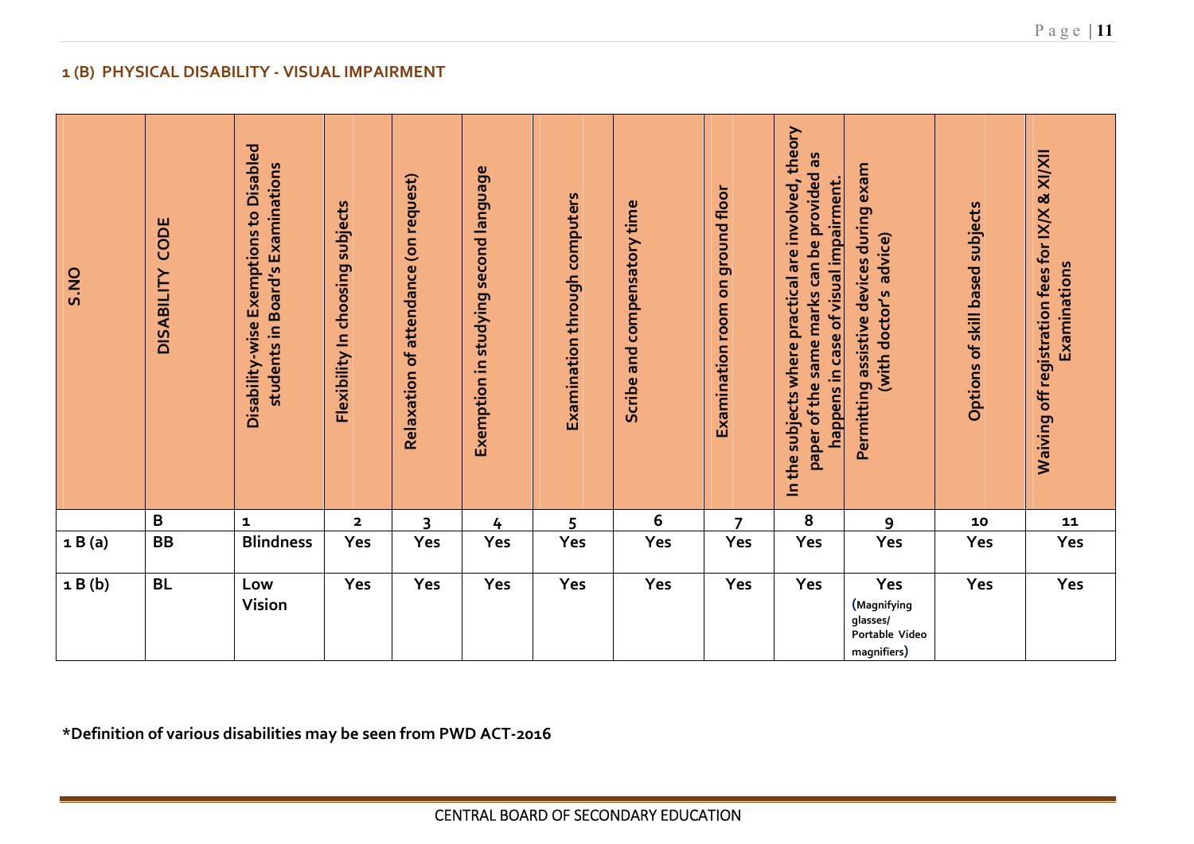**1 (B) PHYSICAL DISABILITY - VISUAL IMPAIRMENT**

| S.NO | DISABILITY CODE | Disability-wise Exemptions to Disabled students in Board's Examinations | Flexibility In choosing subjects | Relaxation of attendance (on request) | Exemption in studying second language | Examination through computers | Scribe and compensatory time | Examination room on ground floor | In the subjects where practical are involved, theory paper of the same marks can be provided as happens in case of visual impairment. | Permitting assistive devices during exam (with doctor's advice) | Options of skill based subjects | Waiving off registration fees for IX/X & XI/XII Examinations |
|---|---|---|---|---|---|---|---|---|---|---|---|---|
| | B | 1 | 2 | 3 | 4 | 5 | 6 | 7 | 8 | 9 | 10 | 11 |
| 1 B (a) | BB | Blindness | Yes | Yes | Yes | Yes | Yes | Yes | Yes | Yes | Yes | Yes |
| 1 B (b) | BL | Low Vision | Yes | Yes | Yes | Yes | Yes | Yes | Yes | Yes (Magnifying glasses/ Portable Video magnifiers) | Yes | Yes |

**\*Definition of various disabilities may be seen from PWD ACT-2016**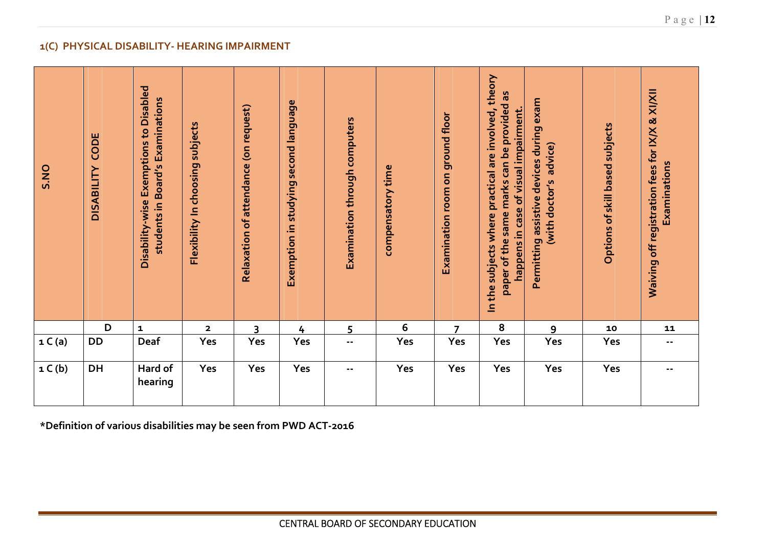### 1(C) PHYSICAL DISABILITY- HEARING IMPAIRMENT

| S.NO | DISABILITY CODE | Disability-wise Exemptions to Disabled students in Board's Examinations | Flexibility In choosing subjects | Relaxation of attendance (on request) | Exemption in studying second language | Examination through computers | compensatory time | Examination room on ground floor | In the subjects where practical are involved, theory paper of the same marks can be provided as happens in case of visual impairment. | Permitting assistive devices during exam (with doctor's advice) | Options of skill based subjects | Waiving off registration fees for IX/X & XI/XII Examinations |
|---|---|---|---|---|---|---|---|---|---|---|---|---|
| | D | 1 | 2 | 3 | 4 | 5 | 6 | 7 | 8 | 9 | 10 | 11 |
| 1 C (a) | DD | Deaf | Yes | Yes | Yes | -- | Yes | Yes | Yes | Yes | Yes | -- |
| 1 C (b) | DH | Hard of hearing | Yes | Yes | Yes | -- | Yes | Yes | Yes | Yes | Yes | -- |

**\*Definition of various disabilities may be seen from PWD ACT-2016**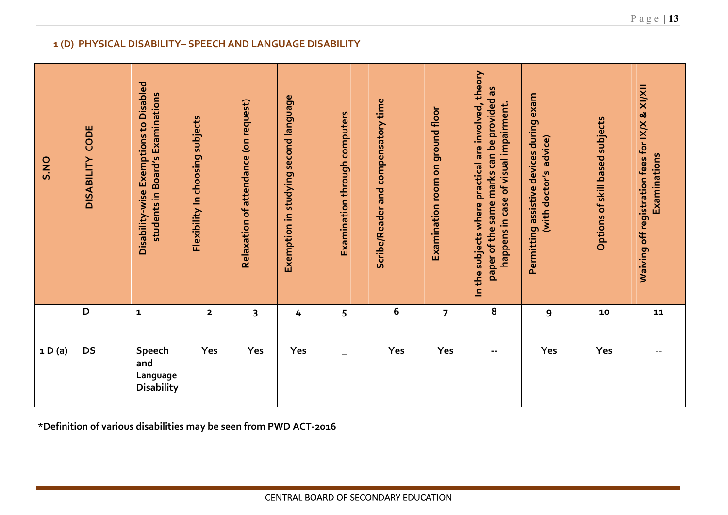### 1 (D) PHYSICAL DISABILITY– SPEECH AND LANGUAGE DISABILITY

| S.NO | DISABILITY CODE | Disability-wise Exemptions to Disabled students in Board's Examinations | Flexibility In choosing subjects | Relaxation of attendance (on request) | Exemption in studying second language | Examination through computers | Scribe/Reader and compensatory time | Examination room on ground floor | In the subjects where practical are involved, theory paper of the same marks can be provided as happens in case of visual impairment. | Permitting assistive devices during exam (with doctor's advice) | Options of skill based subjects | Waiving off registration fees for IX/X & XI/XII Examinations |
|---|---|---|---|---|---|---|---|---|---|---|---|---|
| | D | 1 | 2 | 3 | 4 | 5 | 6 | 7 | 8 | 9 | 10 | 11 |
| 1 D (a) | DS | Speech and Language Disability | Yes | Yes | Yes | _ | Yes | Yes | -- | Yes | Yes | -- |

**\*Definition of various disabilities may be seen from PWD ACT-2016**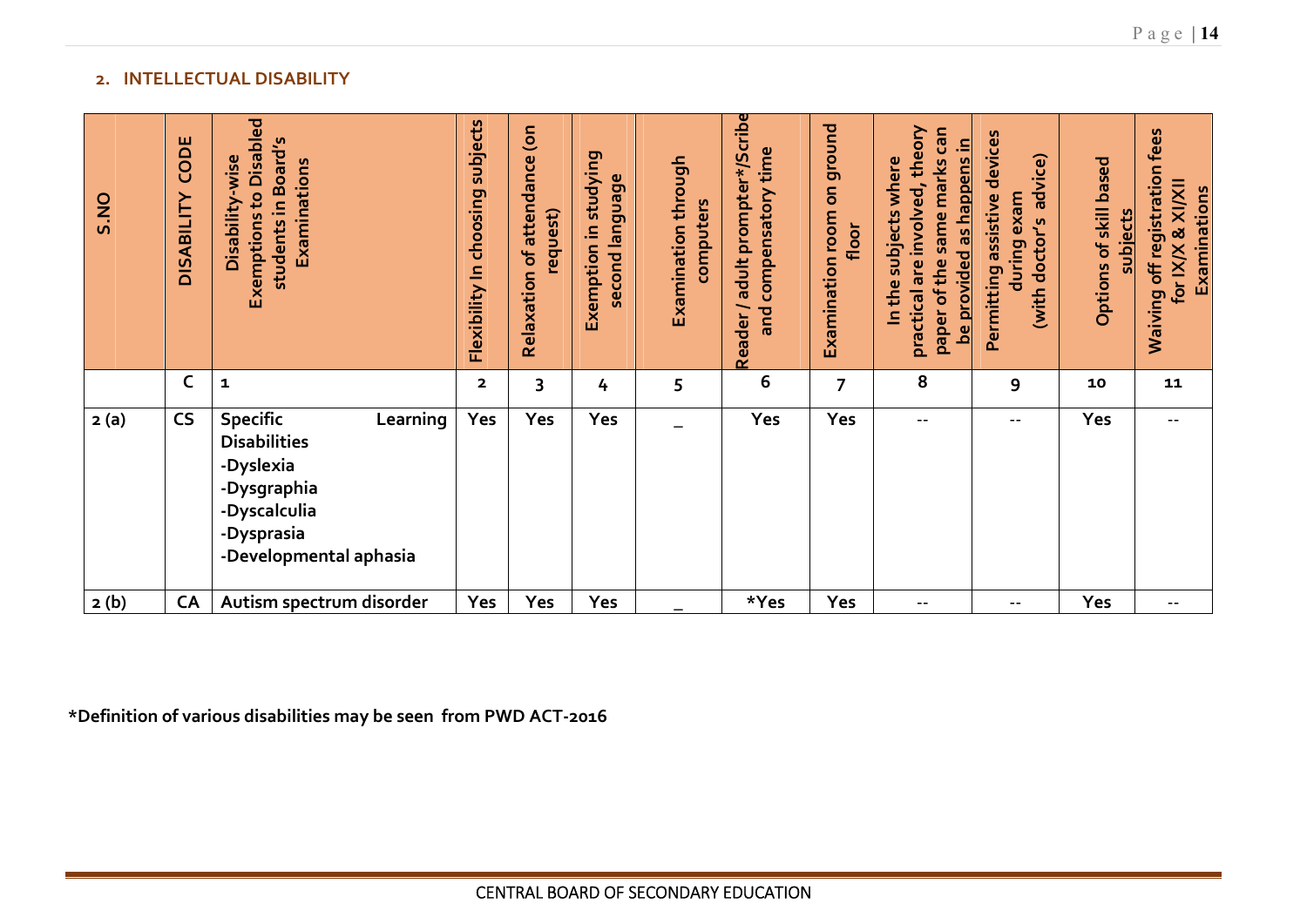## 2. INTELLECTUAL DISABILITY

| S.NO | DISABILITY CODE | Disability-wise Exemptions to Disabled students in Board's Examinations | Flexibility In choosing subjects | Relaxation of attendance (on request) | Exemption in studying second language | Examination through computers | Reader / adult prompter*/Scribe and compensatory time | Examination room on ground floor | In the subjects where practical are involved, theory paper of the same marks can be provided as happens in | Permitting assistive devices during exam (with doctor's advice) | Options of skill based subjects | Waiving off registration fees for IX/X & XI/XII Examinations |
|---|---|---|---|---|---|---|---|---|---|---|---|---|
| | C | 1 | 2 | 3 | 4 | 5 | 6 | 7 | 8 | 9 | 10 | 11 |
| 2 (a) | CS | Specific Learning Disabilities<br>-Dyslexia<br>-Dysgraphia<br>-Dyscalculia<br>-Dysprasia<br>-Developmental aphasia | Yes | Yes | Yes | _ | Yes | Yes | -- | -- | Yes | -- |
| 2 (b) | CA | Autism spectrum disorder | Yes | Yes | Yes | _ | *Yes | Yes | -- | -- | Yes | -- |

**\*Definition of various disabilities may be seen from PWD ACT-2016**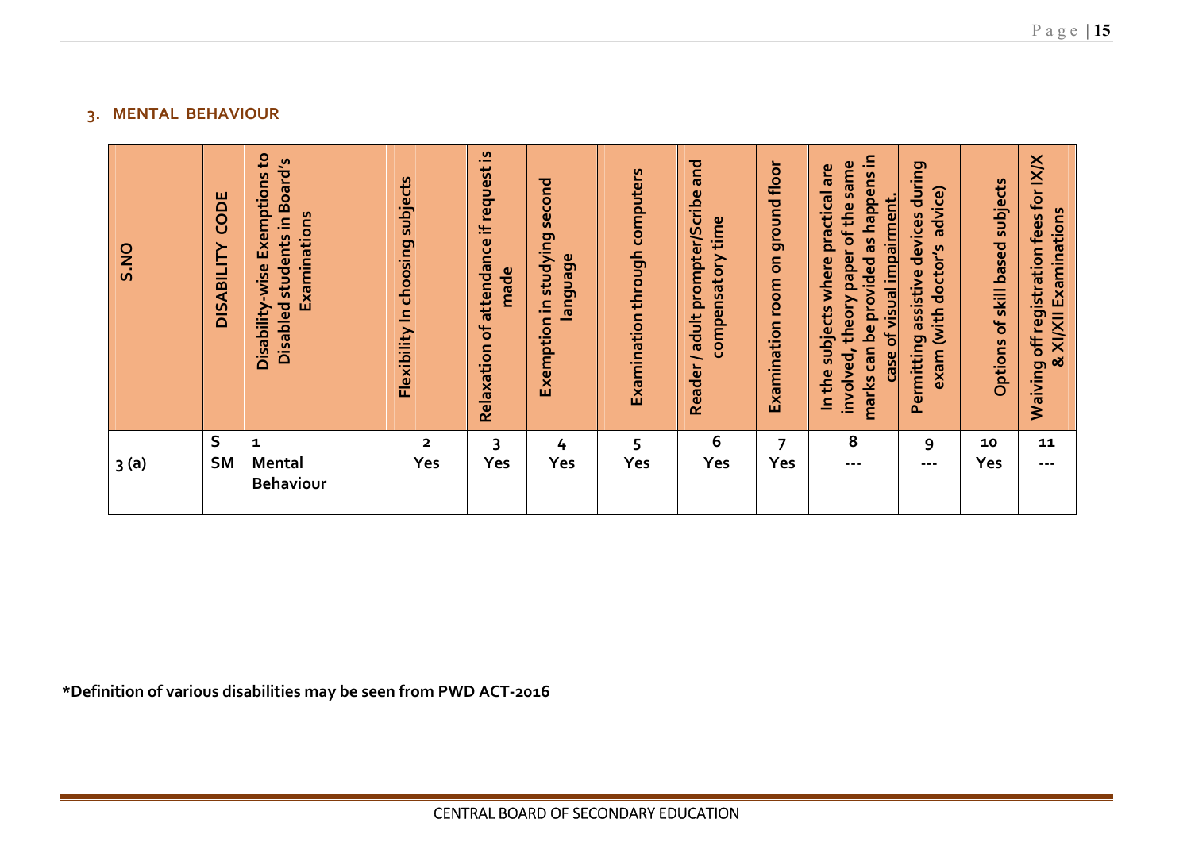## 3. MENTAL BEHAVIOUR

| S.NO | DISABILITY CODE | Disability-wise Exemptions to Disabled students in Board's Examinations | Flexibility In choosing subjects | Relaxation of attendance if request is made | Exemption in studying second language | Examination through computers | Reader / adult prompter/Scribe and compensatory time | Examination room on ground floor | In the subjects where practical are involved, theory paper of the same marks can be provided as happens in case of visual impairment. | Permitting assistive devices during exam (with doctor's advice) | Options of skill based subjects | Waiving off registration fees for IX/X & XI/XII Examinations |
|---|---|---|---|---|---|---|---|---|---|---|---|---|
| | S | 1 | 2 | 3 | 4 | 5 | 6 | 7 | 8 | 9 | 10 | 11 |
| 3 (a) | SM | Mental Behaviour | Yes | Yes | Yes | Yes | Yes | Yes | --- | --- | Yes | --- |

***Definition of various disabilities may be seen from PWD ACT-2016**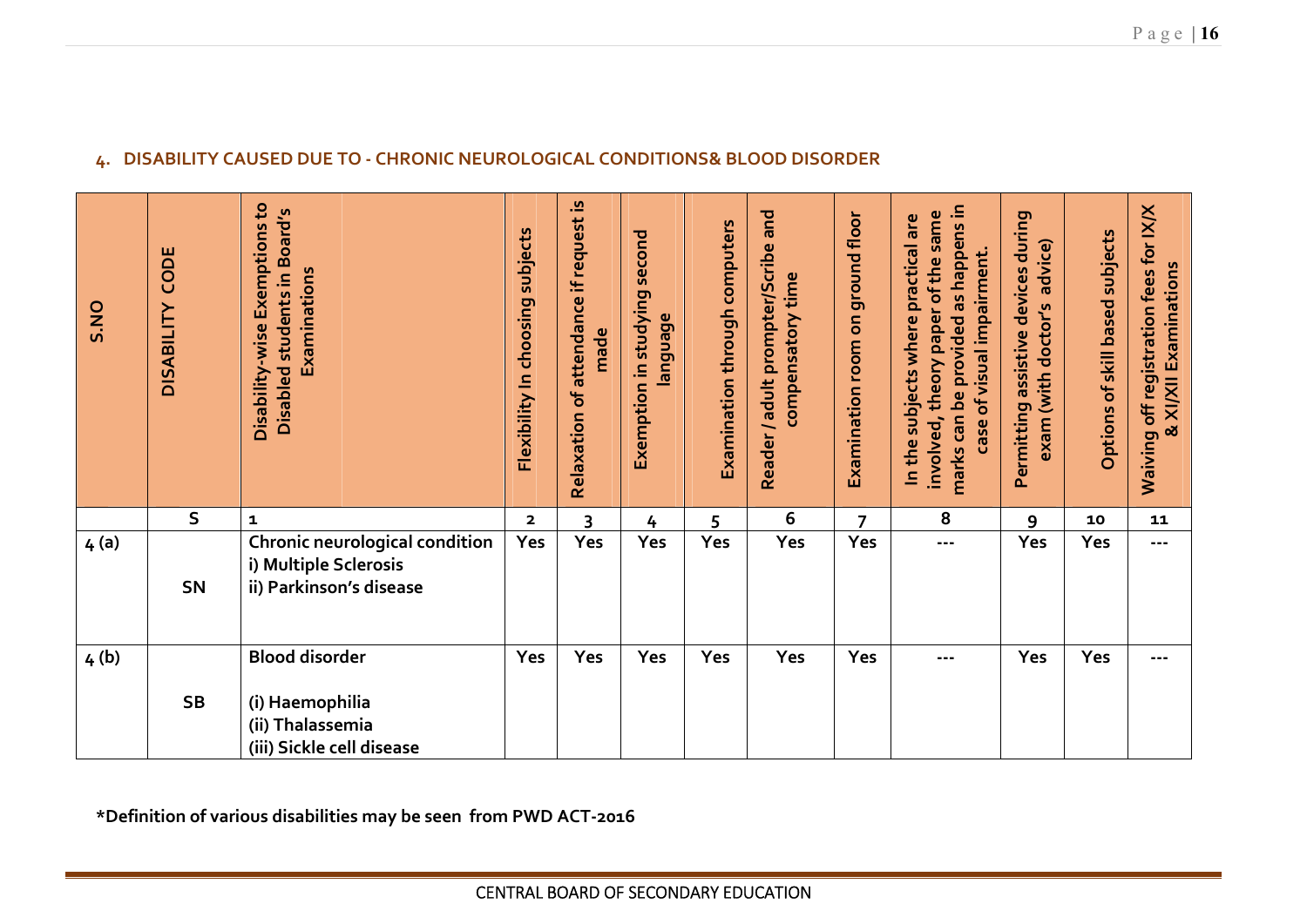## 4. DISABILITY CAUSED DUE TO - CHRONIC NEUROLOGICAL CONDITIONS& BLOOD DISORDER

| S.NO | DISABILITY CODE | Disability-wise Exemptions to Disabled students in Board's Examinations | Flexibility In choosing subjects | Relaxation of attendance if request is made | Exemption in studying second language | Examination through computers | Reader / adult prompter/Scribe and compensatory time | Examination room on ground floor | In the subjects where practical are involved, theory paper of the same marks can be provided as happens in case of visual impairment. | Permitting assistive devices during exam (with doctor's advice) | Options of skill based subjects | Waiving off registration fees for IX/X & XI/XII Examinations |
|---|---|---|---|---|---|---|---|---|---|---|---|---|
| | S | 1 | 2 | 3 | 4 | 5 | 6 | 7 | 8 | 9 | 10 | 11 |
| 4 (a) | SN | **Chronic neurological condition**<br>i) Multiple Sclerosis<br>ii) Parkinson's disease | Yes | Yes | Yes | Yes | Yes | Yes | --- | Yes | Yes | --- |
| 4 (b) | SB | **Blood disorder**<br>(i) Haemophilia<br>(ii) Thalassemia<br>(iii) Sickle cell disease | Yes | Yes | Yes | Yes | Yes | Yes | --- | Yes | Yes | --- |

**\*Definition of various disabilities may be seen from PWD ACT-2016**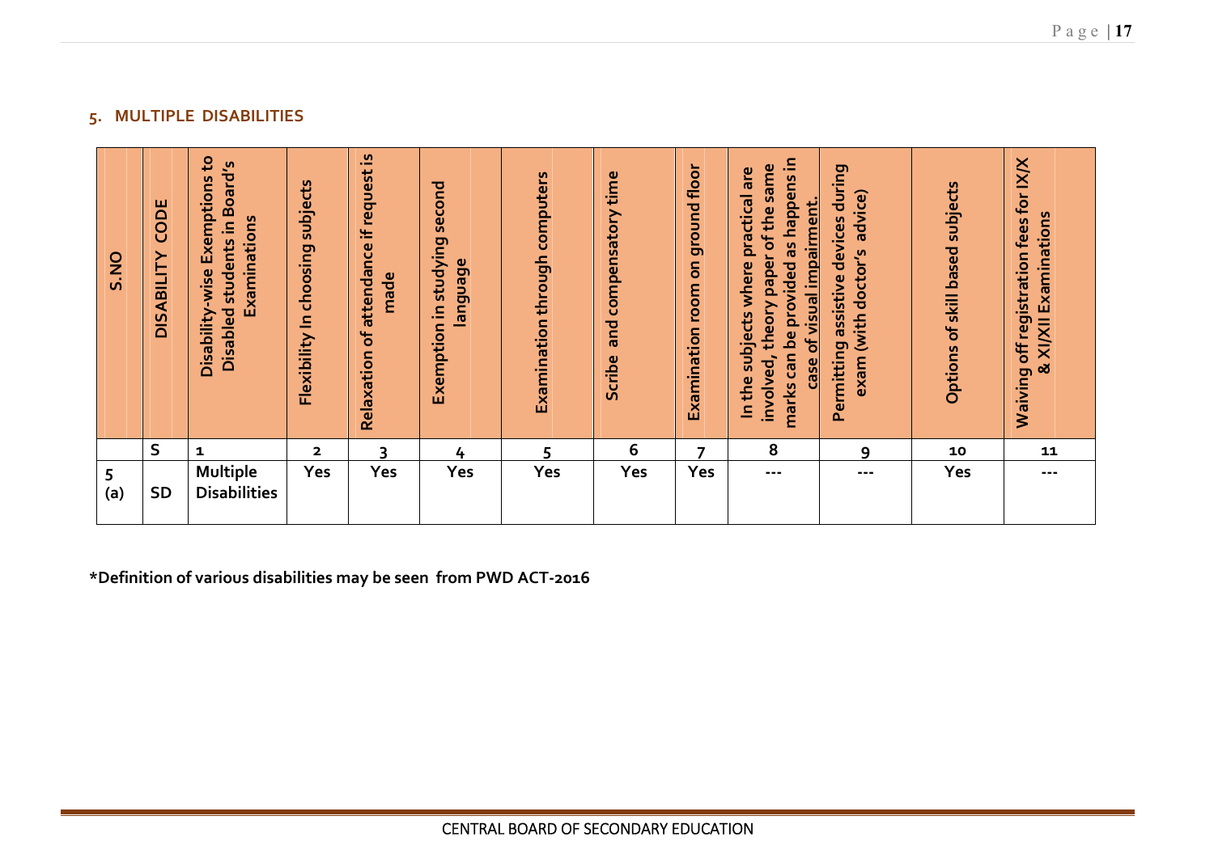### 5. MULTIPLE DISABILITIES

| S.NO | DISABILITY CODE | Disability-wise Exemptions to Disabled students in Board's Examinations | Flexibility In choosing subjects | Relaxation of attendance if request is made | Exemption in studying second language | Examination through computers | Scribe and compensatory time | Examination room on ground floor | In the subjects where practical are involved, theory paper of the same marks can be provided as happens in case of visual impairment. | Permitting assistive devices during exam (with doctor's advice) | Options of skill based subjects | Waiving off registration fees for IX/X & XI/XII Examinations |
|---|---|---|---|---|---|---|---|---|---|---|---|---|
| | S | 1 | 2 | 3 | 4 | 5 | 6 | 7 | 8 | 9 | 10 | 11 |
| 5 (a) | SD | Multiple Disabilities | Yes | Yes | Yes | Yes | Yes | Yes | --- | --- | Yes | --- |

**\*Definition of various disabilities may be seen from PWD ACT-2016**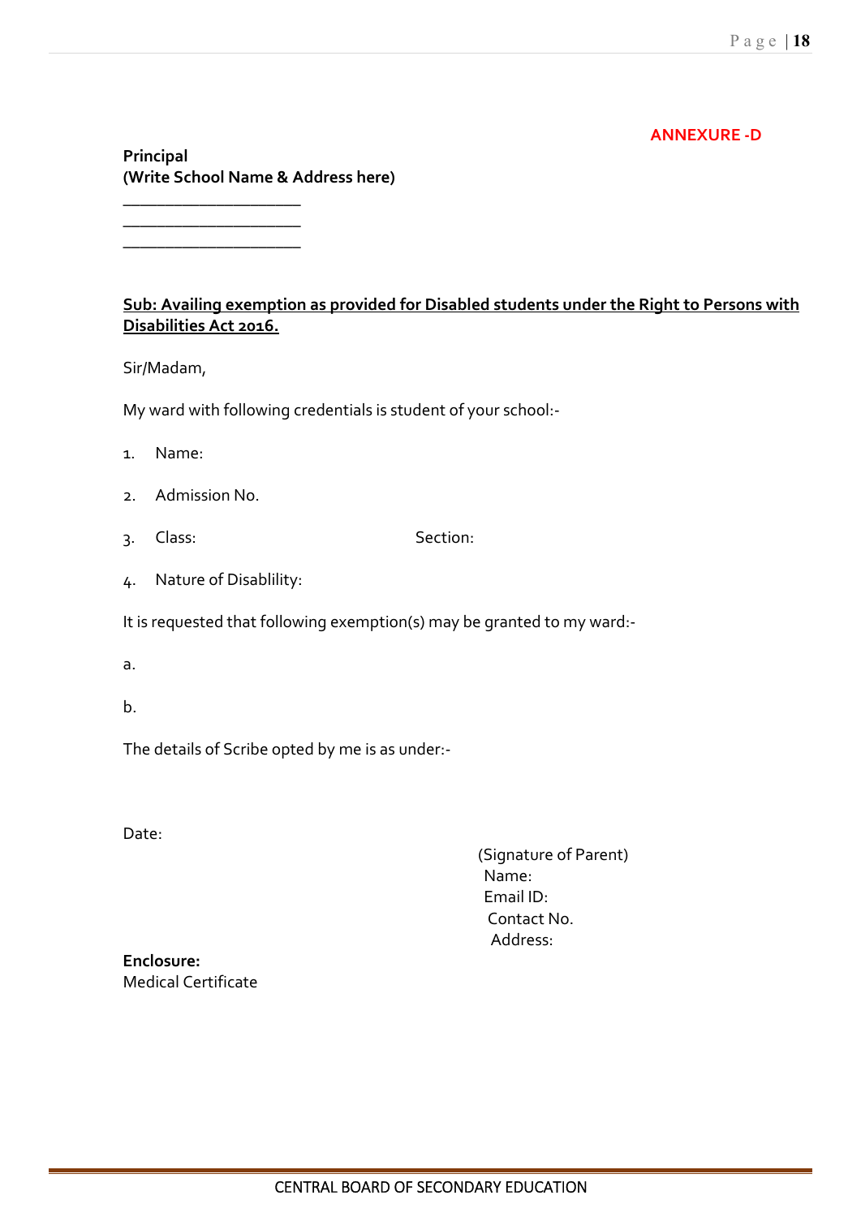**ANNEXURE -D**

**Principal**
**(Write School Name & Address here)**

____________________
____________________
____________________

**<u>Sub: Availing exemption as provided for Disabled students under the Right to Persons with Disabilities Act 2016.</u>**

Sir/Madam,

My ward with following credentials is student of your school:-

1. Name:
2. Admission No.
3. Class: Section:
4. Nature of Disablility:

It is requested that following exemption(s) may be granted to my ward:-

a.

b.

The details of Scribe opted by me is as under:-

Date:

(Signature of Parent)
Name:
Email ID:
Contact No.
Address:

**Enclosure:**
Medical Certificate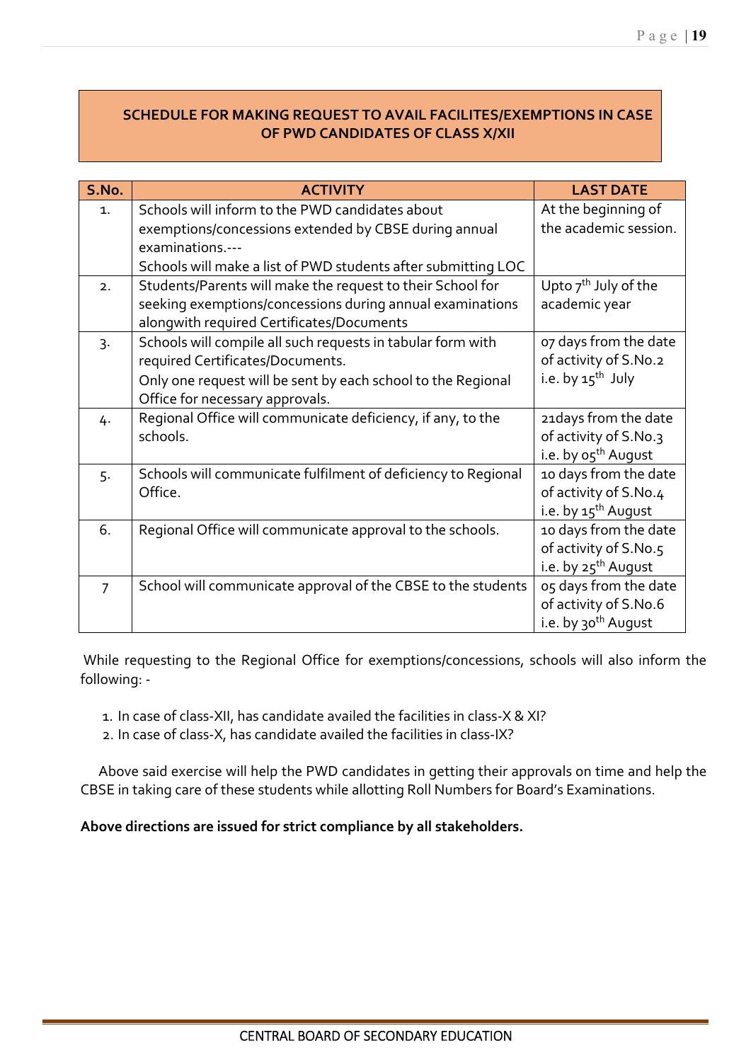## SCHEDULE FOR MAKING REQUEST TO AVAIL FACILITES/EXEMPTIONS IN CASE OF PWD CANDIDATES OF CLASS X/XII

| S.No. | ACTIVITY | LAST DATE |
|---|---|---|
| 1. | Schools will inform to the PWD candidates about exemptions/concessions extended by CBSE during annual examinations.---<br>Schools will make a list of PWD students after submitting LOC | At the beginning of the academic session. |
| 2. | Students/Parents will make the request to their School for seeking exemptions/concessions during annual examinations alongwith required Certificates/Documents | Upto 7th July of the academic year |
| 3. | Schools will compile all such requests in tabular form with required Certificates/Documents.<br>Only one request will be sent by each school to the Regional Office for necessary approvals. | 07 days from the date of activity of S.No.2 i.e. by 15th July |
| 4. | Regional Office will communicate deficiency, if any, to the schools. | 21days from the date of activity of S.No.3 i.e. by 05th August |
| 5. | Schools will communicate fulfilment of deficiency to Regional Office. | 10 days from the date of activity of S.No.4 i.e. by 15th August |
| 6. | Regional Office will communicate approval to the schools. | 10 days from the date of activity of S.No.5 i.e. by 25th August |
| 7 | School will communicate approval of the CBSE to the students | 05 days from the date of activity of S.No.6 i.e. by 30th August |

While requesting to the Regional Office for exemptions/concessions, schools will also inform the following: -

1. In case of class-XII, has candidate availed the facilities in class-X & XI?
2. In case of class-X, has candidate availed the facilities in class-IX?

Above said exercise will help the PWD candidates in getting their approvals on time and help the CBSE in taking care of these students while allotting Roll Numbers for Board's Examinations.

**Above directions are issued for strict compliance by all stakeholders.**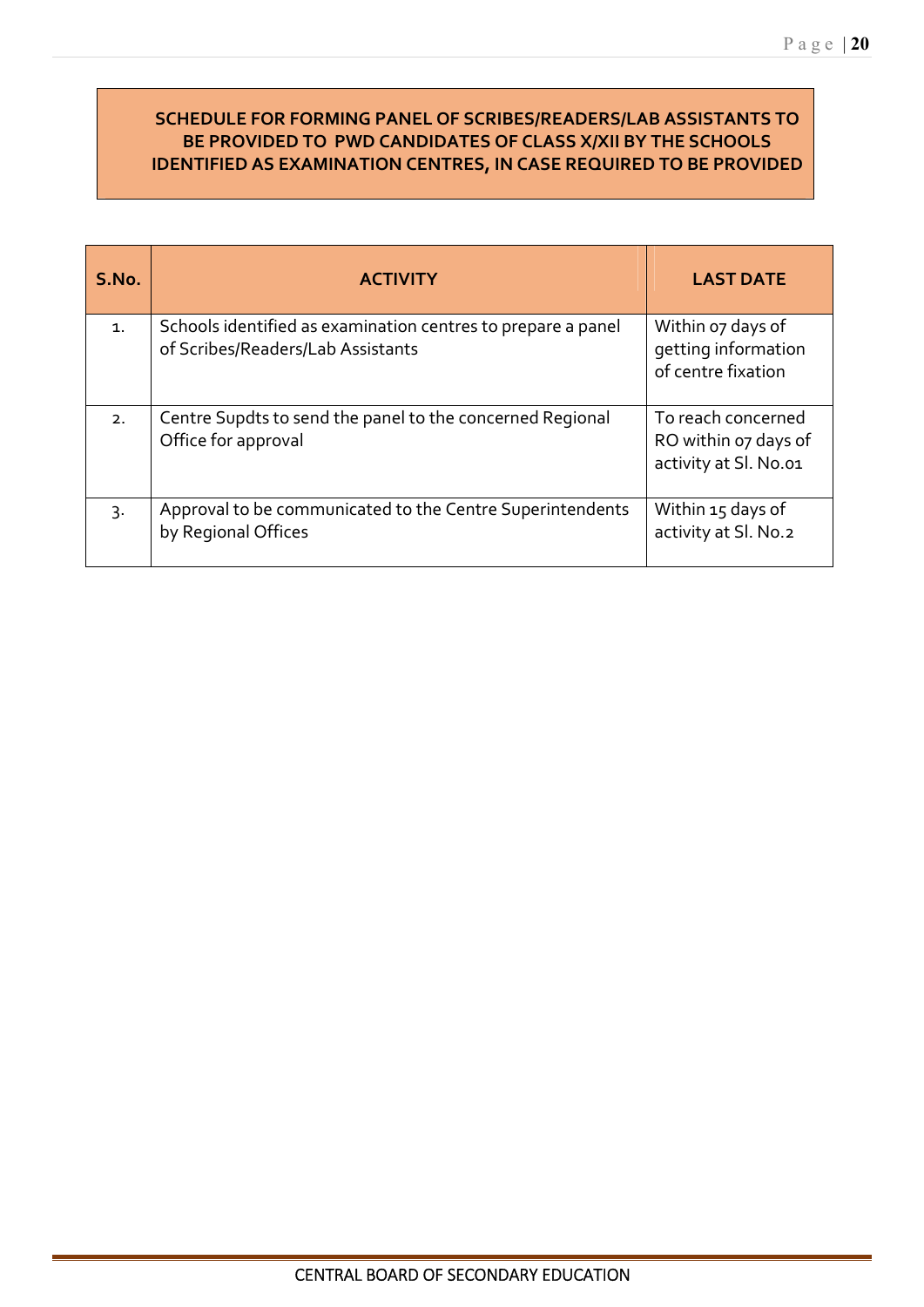**SCHEDULE FOR FORMING PANEL OF SCRIBES/READERS/LAB ASSISTANTS TO BE PROVIDED TO PWD CANDIDATES OF CLASS X/XII BY THE SCHOOLS IDENTIFIED AS EXAMINATION CENTRES, IN CASE REQUIRED TO BE PROVIDED**

| S.No. | ACTIVITY | LAST DATE |
|---|---|---|
| 1. | Schools identified as examination centres to prepare a panel of Scribes/Readers/Lab Assistants | Within 07 days of getting information of centre fixation |
| 2. | Centre Supdts to send the panel to the concerned Regional Office for approval | To reach concerned RO within 07 days of activity at Sl. No.01 |
| 3. | Approval to be communicated to the Centre Superintendents by Regional Offices | Within 15 days of activity at Sl. No.2 |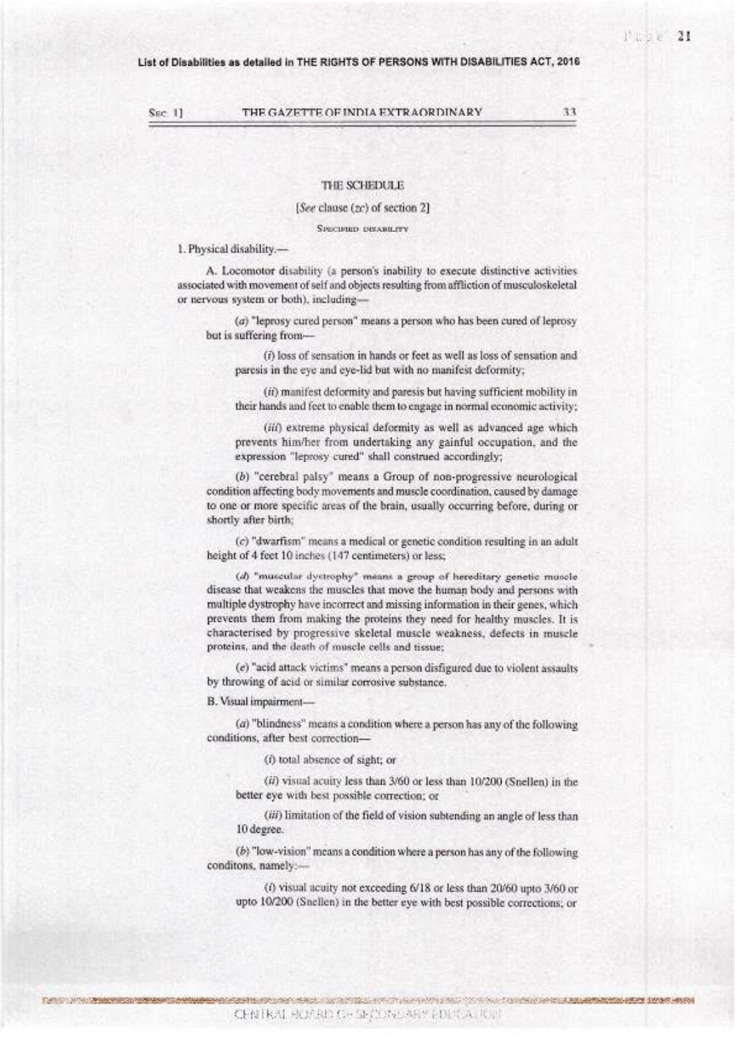List of Disabilities as detailed in THE RIGHTS OF PERSONS WITH DISABILITIES ACT, 2016

## THE SCHEDULE

[*See* clause (*zc*) of section 2]

SPECIFIED DISABILITY

1. Physical disability.—

A. Locomotor disability (a person's inability to execute distinctive activities associated with movement of self and objects resulting from affliction of musculoskeletal or nervous system or both), including—

(*a*) "leprosy cured person" means a person who has been cured of leprosy but is suffering from—

(*i*) loss of sensation in hands or feet as well as loss of sensation and paresis in the eye and eye-lid but with no manifest deformity;

(*ii*) manifest deformity and paresis but having sufficient mobility in their hands and feet to enable them to engage in normal economic activity;

(*iii*) extreme physical deformity as well as advanced age which prevents him/her from undertaking any gainful occupation, and the expression "leprosy cured" shall construed accordingly;

(*b*) "cerebral palsy" means a Group of non-progressive neurological condition affecting body movements and muscle coordination, caused by damage to one or more specific areas of the brain, usually occurring before, during or shortly after birth;

(*c*) "dwarfism" means a medical or genetic condition resulting in an adult height of 4 feet 10 inches (147 centimeters) or less;

(*d*) "muscular dystrophy" means a group of hereditary genetic muscle disease that weakens the muscles that move the human body and persons with multiple dystrophy have incorrect and missing information in their genes, which prevents them from making the proteins they need for healthy muscles. It is characterised by progressive skeletal muscle weakness, defects in muscle proteins, and the death of muscle cells and tissue;

(*e*) "acid attack victims" means a person disfigured due to violent assaults by throwing of acid or similar corrosive substance.

B. Visual impairment—

(*a*) "blindness" means a condition where a person has any of the following conditions, after best correction—

(*i*) total absence of sight; or

(*ii*) visual acuity less than 3/60 or less than 10/200 (Snellen) in the better eye with best possible correction; or

(*iii*) limitation of the field of vision subtending an angle of less than 10 degree.

(*b*) "low-vision" means a condition where a person has any of the following conditons, namely:—

(*i*) visual acuity not exceeding 6/18 or less than 20/60 upto 3/60 or upto 10/200 (Snellen) in the better eye with best possible corrections; or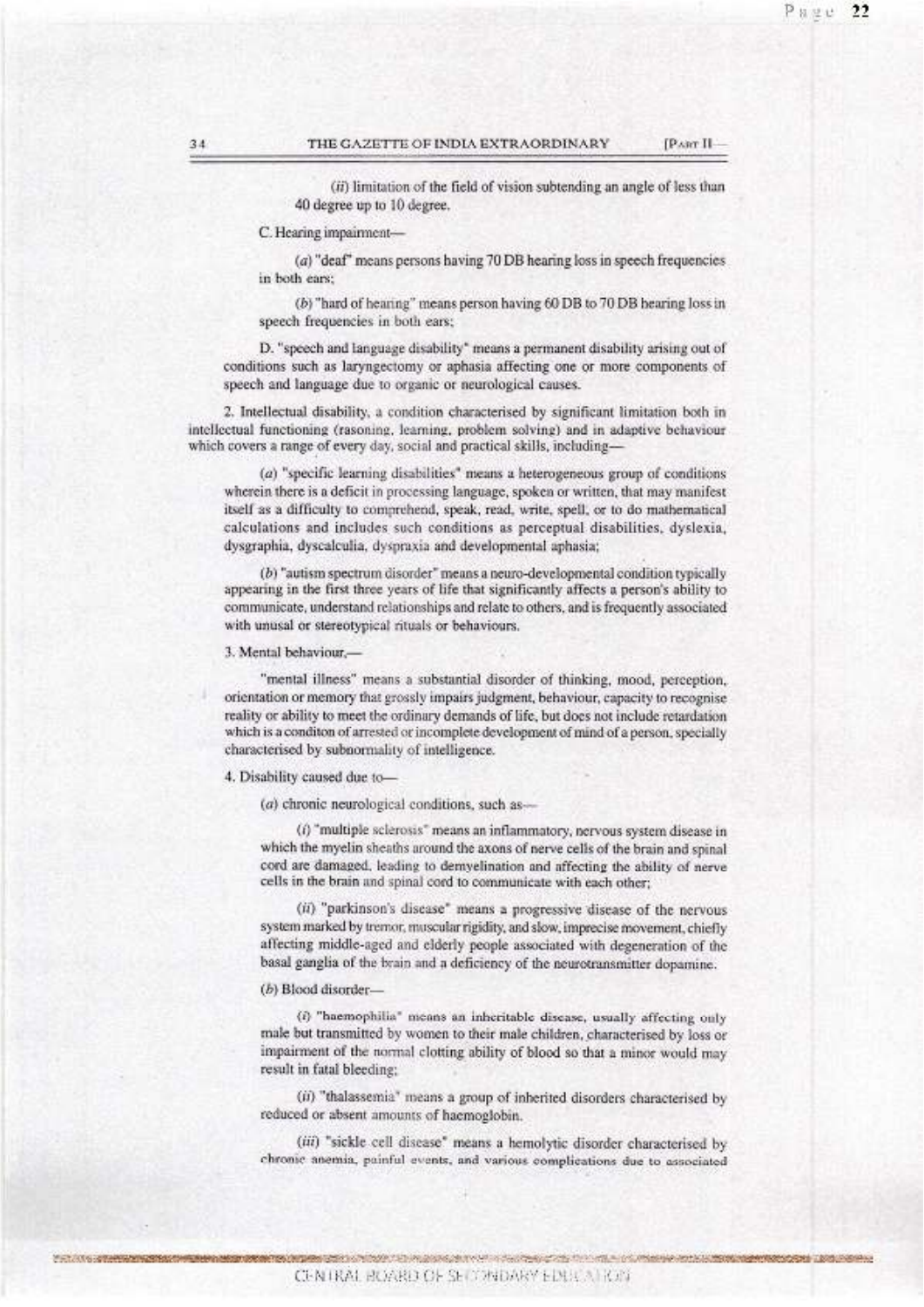(*ii*) limitation of the field of vision subtending an angle of less than 40 degree up to 10 degree.

C. Hearing impairment—

(*a*) "deaf" means persons having 70 DB hearing loss in speech frequencies in both ears;

(*b*) "hard of hearing" means person having 60 DB to 70 DB hearing loss in speech frequencies in both ears;

D. "speech and language disability" means a permanent disability arising out of conditions such as laryngectomy or aphasia affecting one or more components of speech and language due to organic or neurological causes.

2. Intellectual disability, a condition characterised by significant limitation both in intellectual functioning (rasoning, learning, problem solving) and in adaptive behaviour which covers a range of every day, social and practical skills, including—

(*a*) "specific learning disabilities" means a heterogeneous group of conditions wherein there is a deficit in processing language, spoken or written, that may manifest itself as a difficulty to comprehend, speak, read, write, spell, or to do mathematical calculations and includes such conditions as perceptual disabilities, dyslexia, dysgraphia, dyscalculia, dyspraxia and developmental aphasia;

(*b*) "autism spectrum disorder" means a neuro-developmental condition typically appearing in the first three years of life that significantly affects a person's ability to communicate, understand relationships and relate to others, and is frequently associated with unusal or stereotypical rituals or behaviours.

3. Mental behaviour,—

"mental illness" means a substantial disorder of thinking, mood, perception, orientation or memory that grossly impairs judgment, behaviour, capacity to recognise reality or ability to meet the ordinary demands of life, but does not include retardation which is a conditon of arrested or incomplete development of mind of a person, specially characterised by subnormality of intelligence.

4. Disability caused due to—

(*a*) chronic neurological conditions, such as—

(*i*) "multiple sclerosis" means an inflammatory, nervous system disease in which the myelin sheaths around the axons of nerve cells of the brain and spinal cord are damaged, leading to demyelination and affecting the ability of nerve cells in the brain and spinal cord to communicate with each other;

(*ii*) "parkinson's disease" means a progressive disease of the nervous system marked by tremor, muscular rigidity, and slow, imprecise movement, chiefly affecting middle-aged and elderly people associated with degeneration of the basal ganglia of the brain and a deficiency of the neurotransmitter dopamine.

(*b*) Blood disorder—

(*i*) "haemophilia" means an inheritable disease, usually affecting only male but transmitted by women to their male children, characterised by loss or impairment of the normal clotting ability of blood so that a minor would may result in fatal bleeding;

(*ii*) "thalassemia" means a group of inherited disorders characterised by reduced or absent amounts of haemoglobin.

(*iii*) "sickle cell disease" means a hemolytic disorder characterised by chronic anemia, painful events, and various complications due to associated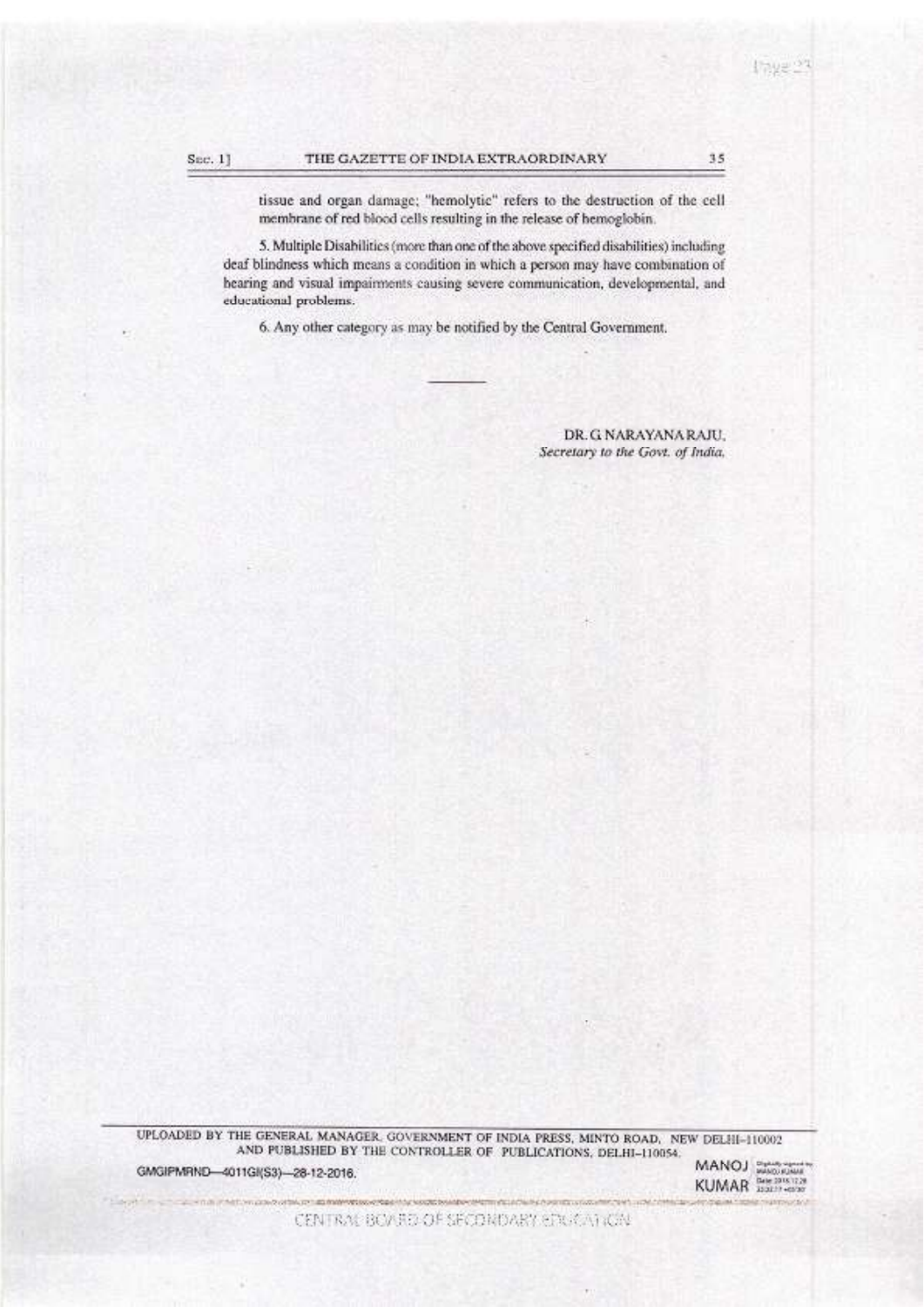tissue and organ damage; "hemolytic" refers to the destruction of the cell membrane of red blood cells resulting in the release of hemoglobin.

5. Multiple Disabilities (more than one of the above specified disabilities) including deaf blindness which means a condition in which a person may have combination of hearing and visual impairments causing severe communication, developmental, and educational problems.

6. Any other category as may be notified by the Central Government.

---

DR. G. NARAYANA RAJU,
*Secretary to the Govt. of India.*

UPLOADED BY THE GENERAL MANAGER, GOVERNMENT OF INDIA PRESS, MINTO ROAD, NEW DELHI–110002 AND PUBLISHED BY THE CONTROLLER OF PUBLICATIONS, DELHI–110054.

GMGIPMRND—4011GI(S3)—28-12-2016.

MANOJ KUMAR